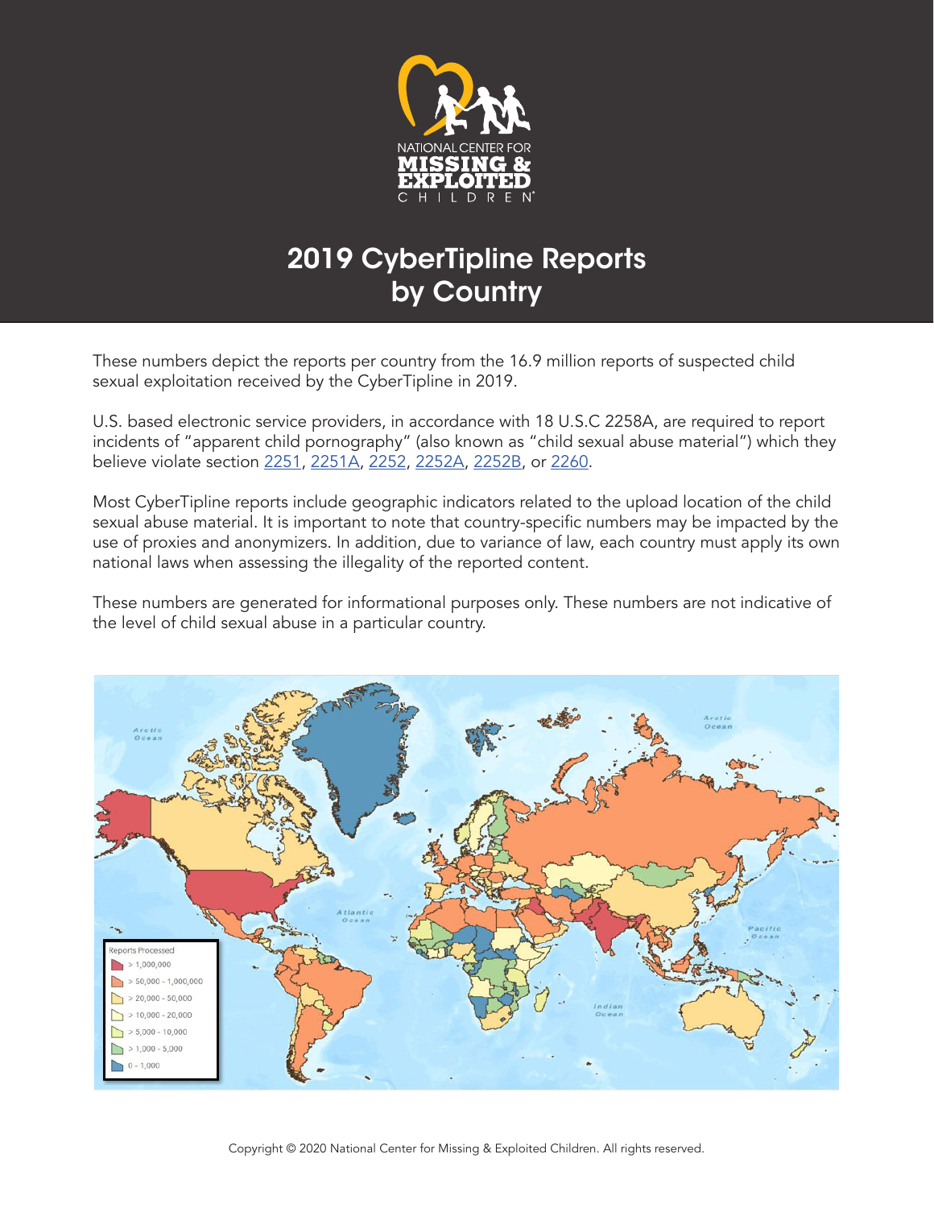NATIONAL CENTER FOR MISSING & EXPLOITED CHILDREN

# 2019 CyberTipline Reports by Country

These numbers depict the reports per country from the 16.9 million reports of suspected child sexual exploitation received by the CyberTipline in 2019.

U.S. based electronic service providers, in accordance with 18 U.S.C 2258A, are required to report incidents of "apparent child pornography" (also known as "child sexual abuse material") which they believe violate section 2251, 2251A, 2252, 2252A, 2252B, or 2260.

Most CyberTipline reports include geographic indicators related to the upload location of the child sexual abuse material. It is important to note that country-specific numbers may be impacted by the use of proxies and anonymizers. In addition, due to variance of law, each country must apply its own national laws when assessing the illegality of the reported content.

These numbers are generated for informational purposes only. These numbers are not indicative of the level of child sexual abuse in a particular country.

Reports Processed
- > 1,000,000
- > 50,000 - 1,000,000
- > 20,000 - 50,000
- > 10,000 - 20,000
- > 5,000 - 10,000
- > 1,000 - 5,000
- 0 - 1,000

Copyright © 2020 National Center for Missing & Exploited Children. All rights reserved.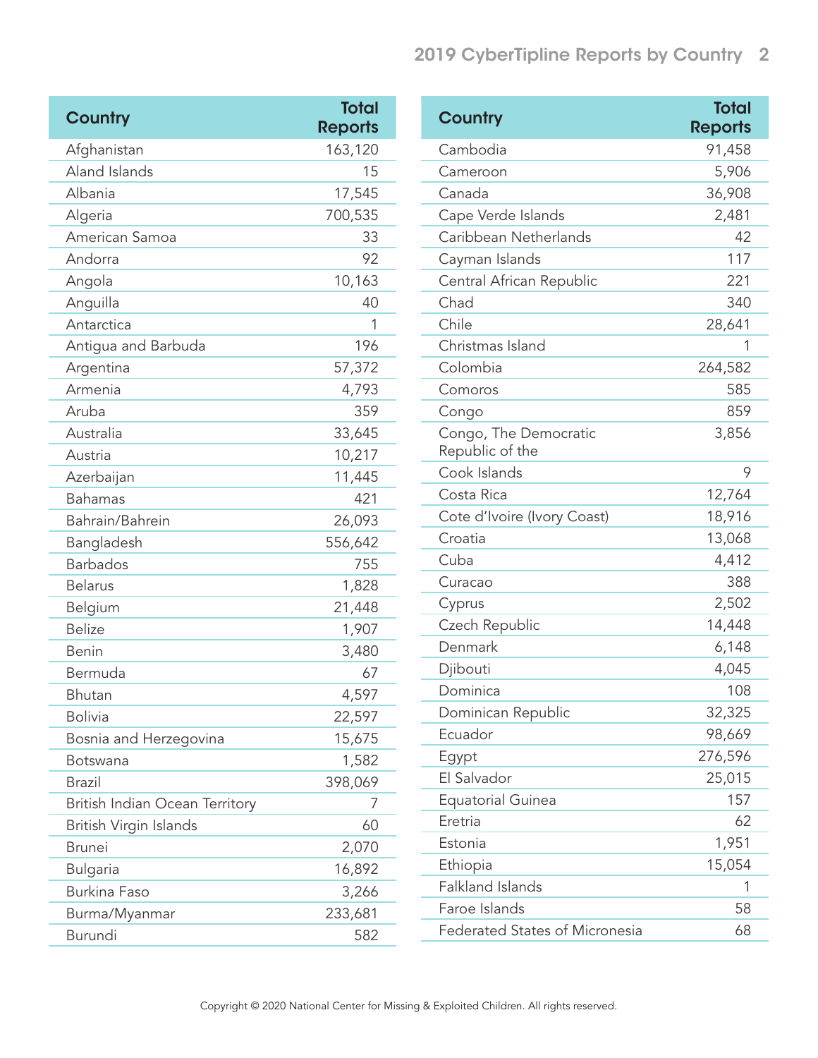| Country | Total Reports |
| --- | --- |
| Afghanistan | 163,120 |
| Aland Islands | 15 |
| Albania | 17,545 |
| Algeria | 700,535 |
| American Samoa | 33 |
| Andorra | 92 |
| Angola | 10,163 |
| Anguilla | 40 |
| Antarctica | 1 |
| Antigua and Barbuda | 196 |
| Argentina | 57,372 |
| Armenia | 4,793 |
| Aruba | 359 |
| Australia | 33,645 |
| Austria | 10,217 |
| Azerbaijan | 11,445 |
| Bahamas | 421 |
| Bahrain/Bahrein | 26,093 |
| Bangladesh | 556,642 |
| Barbados | 755 |
| Belarus | 1,828 |
| Belgium | 21,448 |
| Belize | 1,907 |
| Benin | 3,480 |
| Bermuda | 67 |
| Bhutan | 4,597 |
| Bolivia | 22,597 |
| Bosnia and Herzegovina | 15,675 |
| Botswana | 1,582 |
| Brazil | 398,069 |
| British Indian Ocean Territory | 7 |
| British Virgin Islands | 60 |
| Brunei | 2,070 |
| Bulgaria | 16,892 |
| Burkina Faso | 3,266 |
| Burma/Myanmar | 233,681 |
| Burundi | 582 |
| Cambodia | 91,458 |
| Cameroon | 5,906 |
| Canada | 36,908 |
| Cape Verde Islands | 2,481 |
| Caribbean Netherlands | 42 |
| Cayman Islands | 117 |
| Central African Republic | 221 |
| Chad | 340 |
| Chile | 28,641 |
| Christmas Island | 1 |
| Colombia | 264,582 |
| Comoros | 585 |
| Congo | 859 |
| Congo, The Democratic Republic of the | 3,856 |
| Cook Islands | 9 |
| Costa Rica | 12,764 |
| Cote d'Ivoire (Ivory Coast) | 18,916 |
| Croatia | 13,068 |
| Cuba | 4,412 |
| Curacao | 388 |
| Cyprus | 2,502 |
| Czech Republic | 14,448 |
| Denmark | 6,148 |
| Djibouti | 4,045 |
| Dominica | 108 |
| Dominican Republic | 32,325 |
| Ecuador | 98,669 |
| Egypt | 276,596 |
| El Salvador | 25,015 |
| Equatorial Guinea | 157 |
| Eretria | 62 |
| Estonia | 1,951 |
| Ethiopia | 15,054 |
| Falkland Islands | 1 |
| Faroe Islands | 58 |
| Federated States of Micronesia | 68 |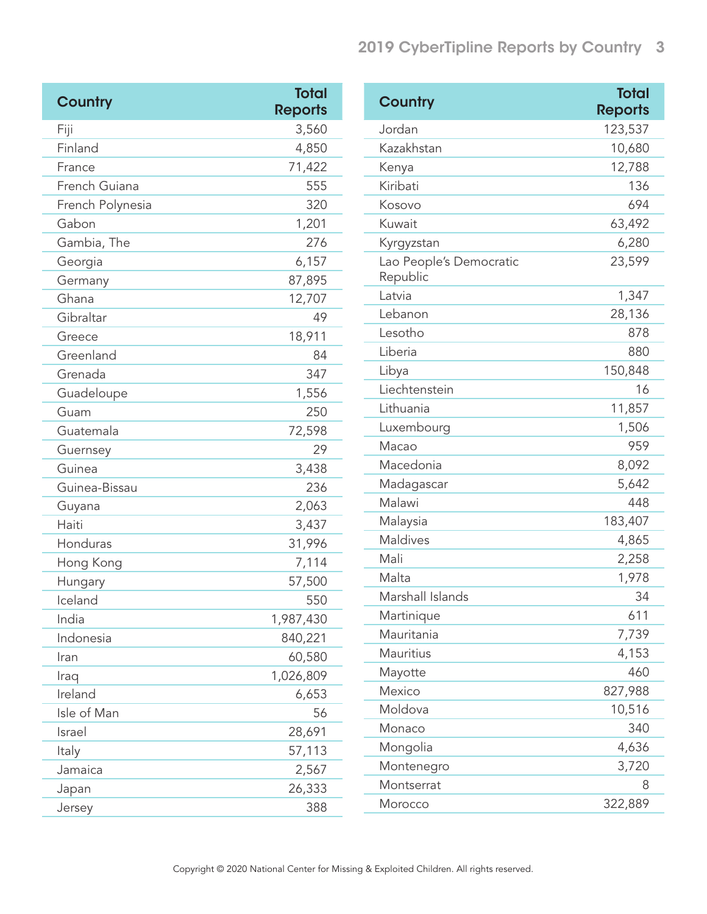| Country | Total Reports |
|---|---|
| Fiji | 3,560 |
| Finland | 4,850 |
| France | 71,422 |
| French Guiana | 555 |
| French Polynesia | 320 |
| Gabon | 1,201 |
| Gambia, The | 276 |
| Georgia | 6,157 |
| Germany | 87,895 |
| Ghana | 12,707 |
| Gibraltar | 49 |
| Greece | 18,911 |
| Greenland | 84 |
| Grenada | 347 |
| Guadeloupe | 1,556 |
| Guam | 250 |
| Guatemala | 72,598 |
| Guernsey | 29 |
| Guinea | 3,438 |
| Guinea-Bissau | 236 |
| Guyana | 2,063 |
| Haiti | 3,437 |
| Honduras | 31,996 |
| Hong Kong | 7,114 |
| Hungary | 57,500 |
| Iceland | 550 |
| India | 1,987,430 |
| Indonesia | 840,221 |
| Iran | 60,580 |
| Iraq | 1,026,809 |
| Ireland | 6,653 |
| Isle of Man | 56 |
| Israel | 28,691 |
| Italy | 57,113 |
| Jamaica | 2,567 |
| Japan | 26,333 |
| Jersey | 388 |
| Jordan | 123,537 |
| Kazakhstan | 10,680 |
| Kenya | 12,788 |
| Kiribati | 136 |
| Kosovo | 694 |
| Kuwait | 63,492 |
| Kyrgyzstan | 6,280 |
| Lao People's Democratic Republic | 23,599 |
| Latvia | 1,347 |
| Lebanon | 28,136 |
| Lesotho | 878 |
| Liberia | 880 |
| Libya | 150,848 |
| Liechtenstein | 16 |
| Lithuania | 11,857 |
| Luxembourg | 1,506 |
| Macao | 959 |
| Macedonia | 8,092 |
| Madagascar | 5,642 |
| Malawi | 448 |
| Malaysia | 183,407 |
| Maldives | 4,865 |
| Mali | 2,258 |
| Malta | 1,978 |
| Marshall Islands | 34 |
| Martinique | 611 |
| Mauritania | 7,739 |
| Mauritius | 4,153 |
| Mayotte | 460 |
| Mexico | 827,988 |
| Moldova | 10,516 |
| Monaco | 340 |
| Mongolia | 4,636 |
| Montenegro | 3,720 |
| Montserrat | 8 |
| Morocco | 322,889 |

Copyright © 2020 National Center for Missing & Exploited Children. All rights reserved.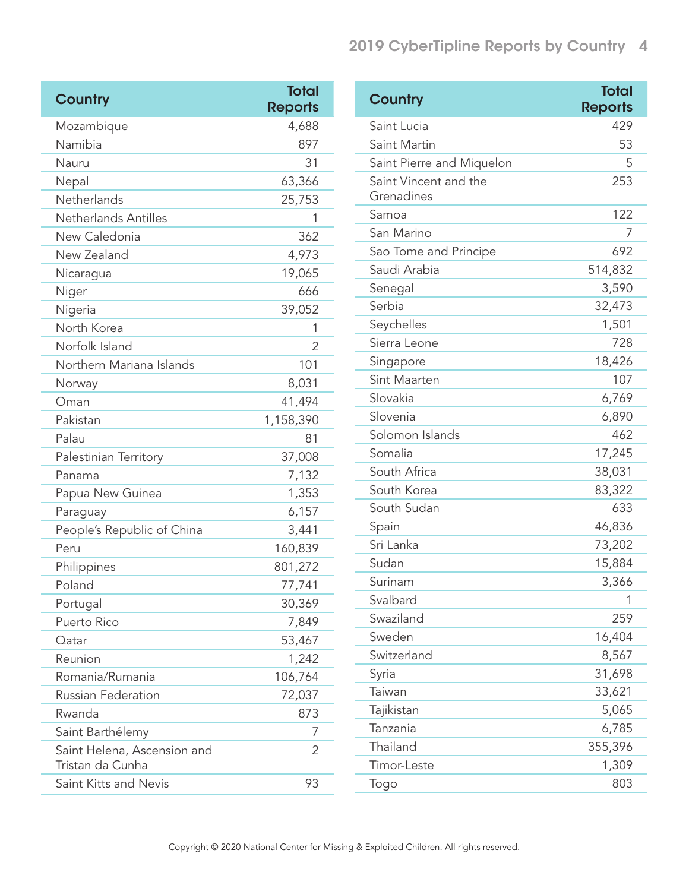| Country | Total Reports |
|---|---|
| Mozambique | 4,688 |
| Namibia | 897 |
| Nauru | 31 |
| Nepal | 63,366 |
| Netherlands | 25,753 |
| Netherlands Antilles | 1 |
| New Caledonia | 362 |
| New Zealand | 4,973 |
| Nicaragua | 19,065 |
| Niger | 666 |
| Nigeria | 39,052 |
| North Korea | 1 |
| Norfolk Island | 2 |
| Northern Mariana Islands | 101 |
| Norway | 8,031 |
| Oman | 41,494 |
| Pakistan | 1,158,390 |
| Palau | 81 |
| Palestinian Territory | 37,008 |
| Panama | 7,132 |
| Papua New Guinea | 1,353 |
| Paraguay | 6,157 |
| People's Republic of China | 3,441 |
| Peru | 160,839 |
| Philippines | 801,272 |
| Poland | 77,741 |
| Portugal | 30,369 |
| Puerto Rico | 7,849 |
| Qatar | 53,467 |
| Reunion | 1,242 |
| Romania/Rumania | 106,764 |
| Russian Federation | 72,037 |
| Rwanda | 873 |
| Saint Barthélemy | 7 |
| Saint Helena, Ascension and Tristan da Cunha | 2 |
| Saint Kitts and Nevis | 93 |
| Saint Lucia | 429 |
| Saint Martin | 53 |
| Saint Pierre and Miquelon | 5 |
| Saint Vincent and the Grenadines | 253 |
| Samoa | 122 |
| San Marino | 7 |
| Sao Tome and Principe | 692 |
| Saudi Arabia | 514,832 |
| Senegal | 3,590 |
| Serbia | 32,473 |
| Seychelles | 1,501 |
| Sierra Leone | 728 |
| Singapore | 18,426 |
| Sint Maarten | 107 |
| Slovakia | 6,769 |
| Slovenia | 6,890 |
| Solomon Islands | 462 |
| Somalia | 17,245 |
| South Africa | 38,031 |
| South Korea | 83,322 |
| South Sudan | 633 |
| Spain | 46,836 |
| Sri Lanka | 73,202 |
| Sudan | 15,884 |
| Surinam | 3,366 |
| Svalbard | 1 |
| Swaziland | 259 |
| Sweden | 16,404 |
| Switzerland | 8,567 |
| Syria | 31,698 |
| Taiwan | 33,621 |
| Tajikistan | 5,065 |
| Tanzania | 6,785 |
| Thailand | 355,396 |
| Timor-Leste | 1,309 |
| Togo | 803 |

Copyright © 2020 National Center for Missing & Exploited Children. All rights reserved.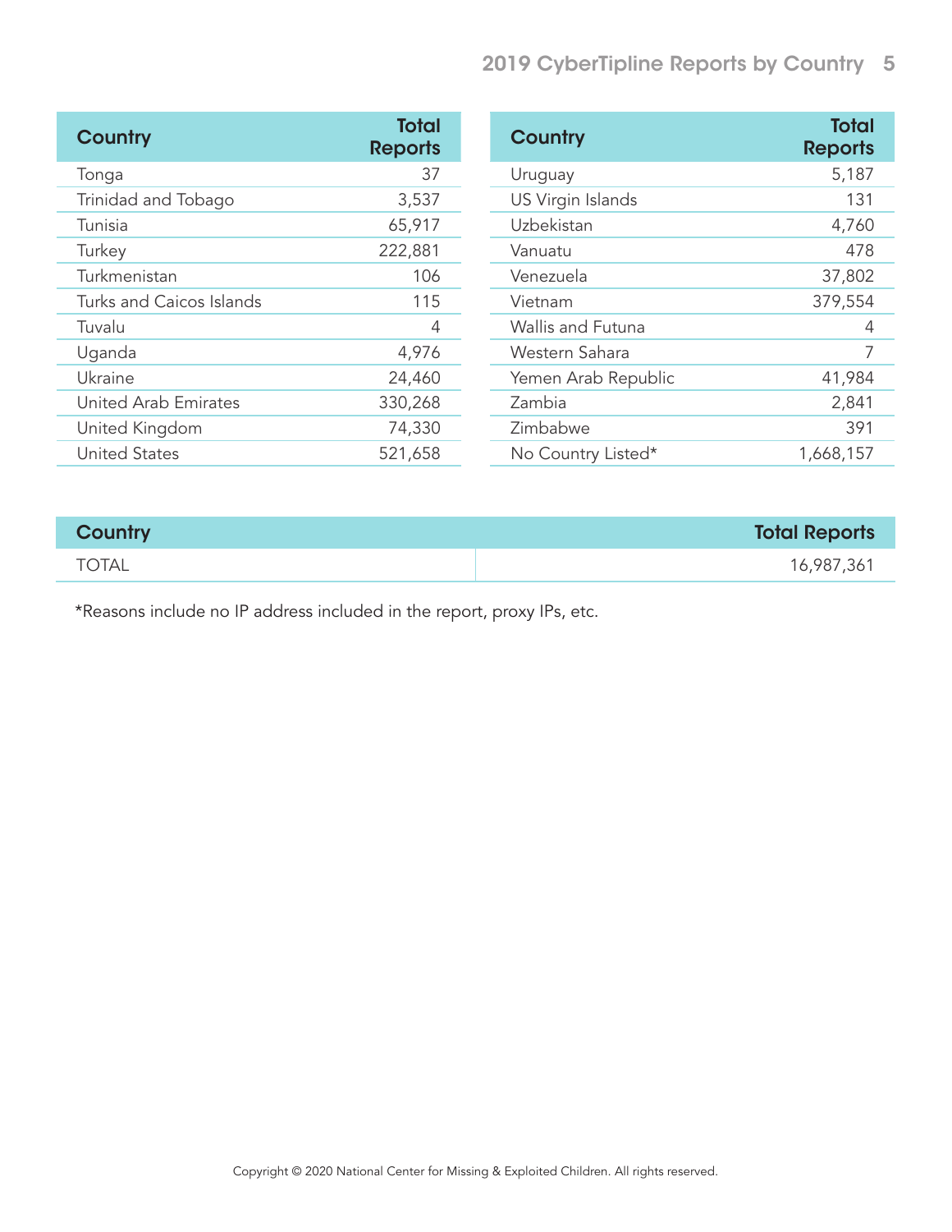| Country | Total Reports |
|---|---|
| Tonga | 37 |
| Trinidad and Tobago | 3,537 |
| Tunisia | 65,917 |
| Turkey | 222,881 |
| Turkmenistan | 106 |
| Turks and Caicos Islands | 115 |
| Tuvalu | 4 |
| Uganda | 4,976 |
| Ukraine | 24,460 |
| United Arab Emirates | 330,268 |
| United Kingdom | 74,330 |
| United States | 521,658 |
| Uruguay | 5,187 |
| US Virgin Islands | 131 |
| Uzbekistan | 4,760 |
| Vanuatu | 478 |
| Venezuela | 37,802 |
| Vietnam | 379,554 |
| Wallis and Futuna | 4 |
| Western Sahara | 7 |
| Yemen Arab Republic | 41,984 |
| Zambia | 2,841 |
| Zimbabwe | 391 |
| No Country Listed* | 1,668,157 |

| Country | Total Reports |
|---|---|
| TOTAL | 16,987,361 |

*Reasons include no IP address included in the report, proxy IPs, etc.